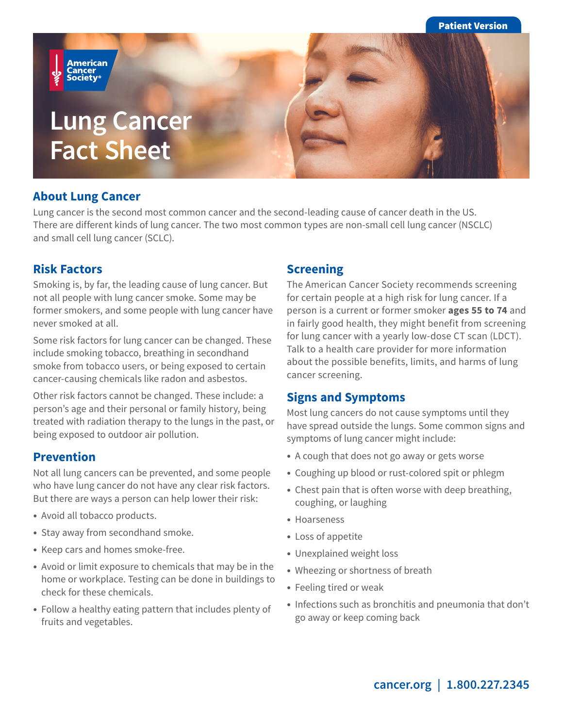Patient Version

American Cancer Society®

# Lung Cancer Fact Sheet

## About Lung Cancer

Lung cancer is the second most common cancer and the second-leading cause of cancer death in the US. There are different kinds of lung cancer. The two most common types are non-small cell lung cancer (NSCLC) and small cell lung cancer (SCLC).

## Risk Factors

Smoking is, by far, the leading cause of lung cancer. But not all people with lung cancer smoke. Some may be former smokers, and some people with lung cancer have never smoked at all.

Some risk factors for lung cancer can be changed. These include smoking tobacco, breathing in secondhand smoke from tobacco users, or being exposed to certain cancer-causing chemicals like radon and asbestos.

Other risk factors cannot be changed. These include: a person's age and their personal or family history, being treated with radiation therapy to the lungs in the past, or being exposed to outdoor air pollution.

## Prevention

Not all lung cancers can be prevented, and some people who have lung cancer do not have any clear risk factors. But there are ways a person can help lower their risk:

- Avoid all tobacco products.
- Stay away from secondhand smoke.
- Keep cars and homes smoke-free.
- Avoid or limit exposure to chemicals that may be in the home or workplace. Testing can be done in buildings to check for these chemicals.
- Follow a healthy eating pattern that includes plenty of fruits and vegetables.

## Screening

The American Cancer Society recommends screening for certain people at a high risk for lung cancer. If a person is a current or former smoker **ages 55 to 74** and in fairly good health, they might benefit from screening for lung cancer with a yearly low-dose CT scan (LDCT). Talk to a health care provider for more information about the possible benefits, limits, and harms of lung cancer screening.

## Signs and Symptoms

Most lung cancers do not cause symptoms until they have spread outside the lungs. Some common signs and symptoms of lung cancer might include:

- A cough that does not go away or gets worse
- Coughing up blood or rust-colored spit or phlegm
- Chest pain that is often worse with deep breathing, coughing, or laughing
- Hoarseness
- Loss of appetite
- Unexplained weight loss
- Wheezing or shortness of breath
- Feeling tired or weak
- Infections such as bronchitis and pneumonia that don't go away or keep coming back

cancer.org | 1.800.227.2345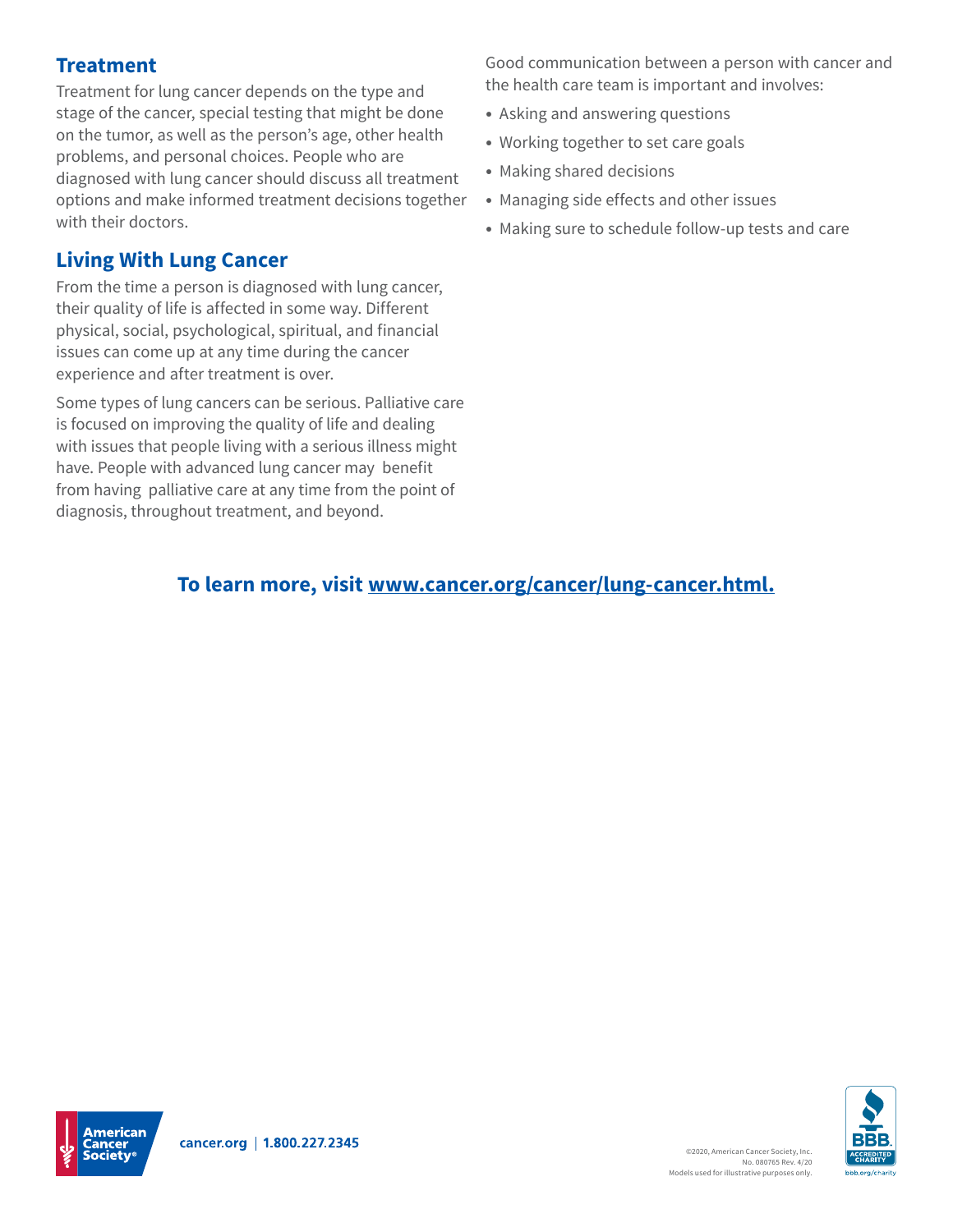## Treatment

Treatment for lung cancer depends on the type and stage of the cancer, special testing that might be done on the tumor, as well as the person's age, other health problems, and personal choices. People who are diagnosed with lung cancer should discuss all treatment options and make informed treatment decisions together with their doctors.

## Living With Lung Cancer

From the time a person is diagnosed with lung cancer, their quality of life is affected in some way. Different physical, social, psychological, spiritual, and financial issues can come up at any time during the cancer experience and after treatment is over.

Some types of lung cancers can be serious. Palliative care is focused on improving the quality of life and dealing with issues that people living with a serious illness might have. People with advanced lung cancer may benefit from having palliative care at any time from the point of diagnosis, throughout treatment, and beyond.

Good communication between a person with cancer and the health care team is important and involves:

- Asking and answering questions
- Working together to set care goals
- Making shared decisions
- Managing side effects and other issues
- Making sure to schedule follow-up tests and care

**To learn more, visit www.cancer.org/cancer/lung-cancer.html.**

American Cancer Society®

cancer.org | 1.800.227.2345

©2020, American Cancer Society, Inc.
No. 080765 Rev. 4/20
Models used for illustrative purposes only.

BBB. ACCREDITED CHARITY
bbb.org/charity